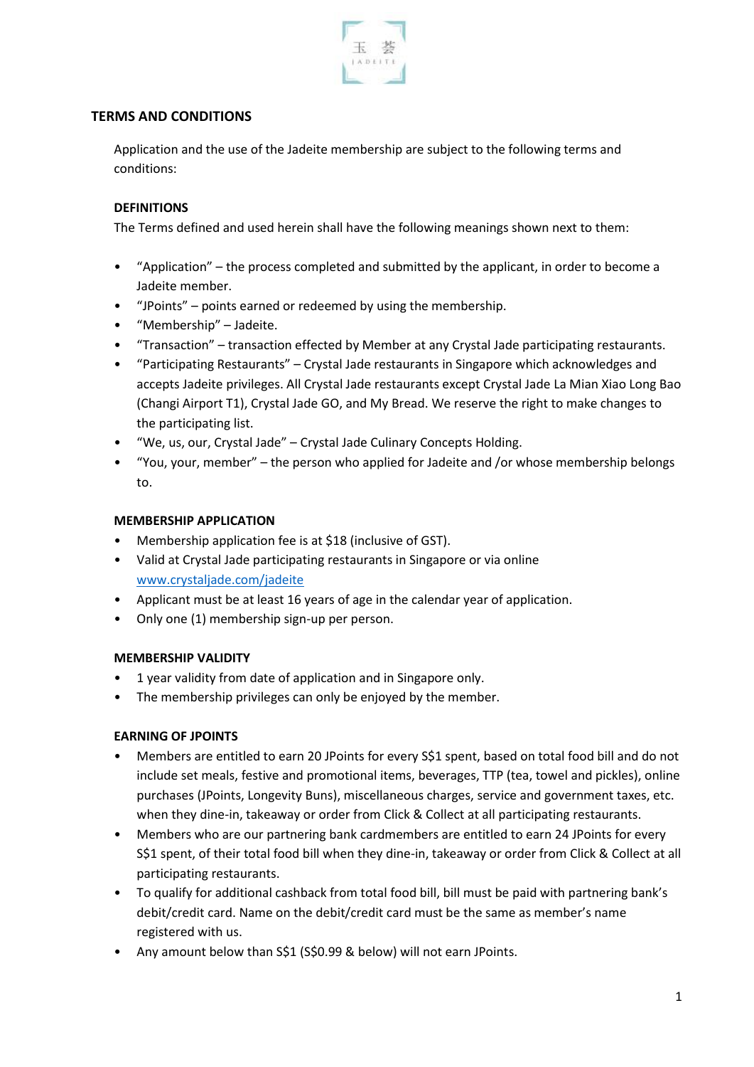# TERMS AND CONDITIONS

Application and the use of the Jadeite membership are subject to the following terms and conditions:

## DEFINITIONS

The Terms defined and used herein shall have the following meanings shown next to them:

- "Application" – the process completed and submitted by the applicant, in order to become a Jadeite member.
- "JPoints" – points earned or redeemed by using the membership.
- "Membership" – Jadeite.
- "Transaction" – transaction effected by Member at any Crystal Jade participating restaurants.
- "Participating Restaurants" – Crystal Jade restaurants in Singapore which acknowledges and accepts Jadeite privileges. All Crystal Jade restaurants except Crystal Jade La Mian Xiao Long Bao (Changi Airport T1), Crystal Jade GO, and My Bread. We reserve the right to make changes to the participating list.
- "We, us, our, Crystal Jade" – Crystal Jade Culinary Concepts Holding.
- "You, your, member" – the person who applied for Jadeite and /or whose membership belongs to.

## MEMBERSHIP APPLICATION

- Membership application fee is at $18 (inclusive of GST).
- Valid at Crystal Jade participating restaurants in Singapore or via online [www.crystaljade.com/jadeite](http://www.crystaljade.com/jadeite)
- Applicant must be at least 16 years of age in the calendar year of application.
- Only one (1) membership sign-up per person.

## MEMBERSHIP VALIDITY

- 1 year validity from date of application and in Singapore only.
- The membership privileges can only be enjoyed by the member.

## EARNING OF JPOINTS

- Members are entitled to earn 20 JPoints for every S$1 spent, based on total food bill and do not include set meals, festive and promotional items, beverages, TTP (tea, towel and pickles), online purchases (JPoints, Longevity Buns), miscellaneous charges, service and government taxes, etc. when they dine-in, takeaway or order from Click & Collect at all participating restaurants.
- Members who are our partnering bank cardmembers are entitled to earn 24 JPoints for every S$1 spent, of their total food bill when they dine-in, takeaway or order from Click & Collect at all participating restaurants.
- To qualify for additional cashback from total food bill, bill must be paid with partnering bank's debit/credit card. Name on the debit/credit card must be the same as member's name registered with us.
- Any amount below than S$1 (S$0.99 & below) will not earn JPoints.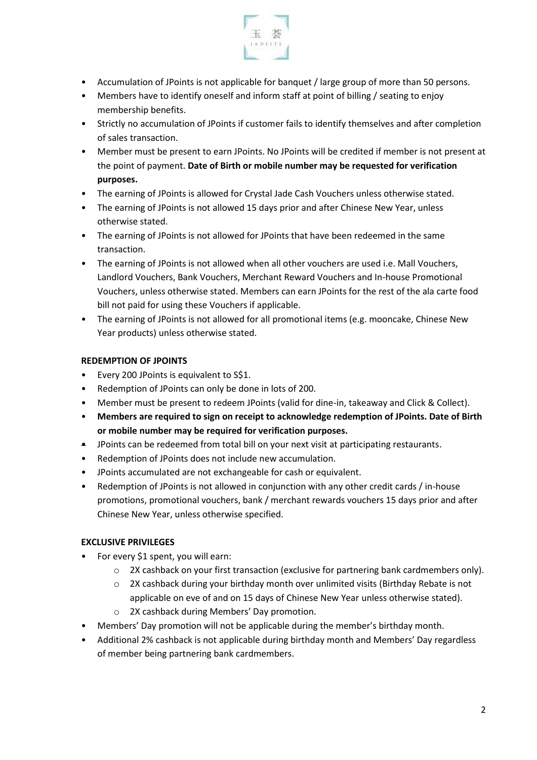- Accumulation of JPoints is not applicable for banquet / large group of more than 50 persons.
- Members have to identify oneself and inform staff at point of billing / seating to enjoy membership benefits.
- Strictly no accumulation of JPoints if customer fails to identify themselves and after completion of sales transaction.
- Member must be present to earn JPoints. No JPoints will be credited if member is not present at the point of payment. **Date of Birth or mobile number may be requested for verification purposes.**
- The earning of JPoints is allowed for Crystal Jade Cash Vouchers unless otherwise stated.
- The earning of JPoints is not allowed 15 days prior and after Chinese New Year, unless otherwise stated.
- The earning of JPoints is not allowed for JPoints that have been redeemed in the same transaction.
- The earning of JPoints is not allowed when all other vouchers are used i.e. Mall Vouchers, Landlord Vouchers, Bank Vouchers, Merchant Reward Vouchers and In-house Promotional Vouchers, unless otherwise stated. Members can earn JPoints for the rest of the ala carte food bill not paid for using these Vouchers if applicable.
- The earning of JPoints is not allowed for all promotional items (e.g. mooncake, Chinese New Year products) unless otherwise stated.

**REDEMPTION OF JPOINTS**

- Every 200 JPoints is equivalent to S$1.
- Redemption of JPoints can only be done in lots of 200.
- Member must be present to redeem JPoints (valid for dine-in, takeaway and Click & Collect).
- **Members are required to sign on receipt to acknowledge redemption of JPoints. Date of Birth or mobile number may be required for verification purposes.**
- JPoints can be redeemed from total bill on your next visit at participating restaurants.
- Redemption of JPoints does not include new accumulation.
- JPoints accumulated are not exchangeable for cash or equivalent.
- Redemption of JPoints is not allowed in conjunction with any other credit cards / in-house promotions, promotional vouchers, bank / merchant rewards vouchers 15 days prior and after Chinese New Year, unless otherwise specified.

**EXCLUSIVE PRIVILEGES**

- For every $1 spent, you will earn:
  - 2X cashback on your first transaction (exclusive for partnering bank cardmembers only).
  - 2X cashback during your birthday month over unlimited visits (Birthday Rebate is not applicable on eve of and on 15 days of Chinese New Year unless otherwise stated).
  - 2X cashback during Members' Day promotion.
- Members' Day promotion will not be applicable during the member's birthday month.
- Additional 2% cashback is not applicable during birthday month and Members' Day regardless of member being partnering bank cardmembers.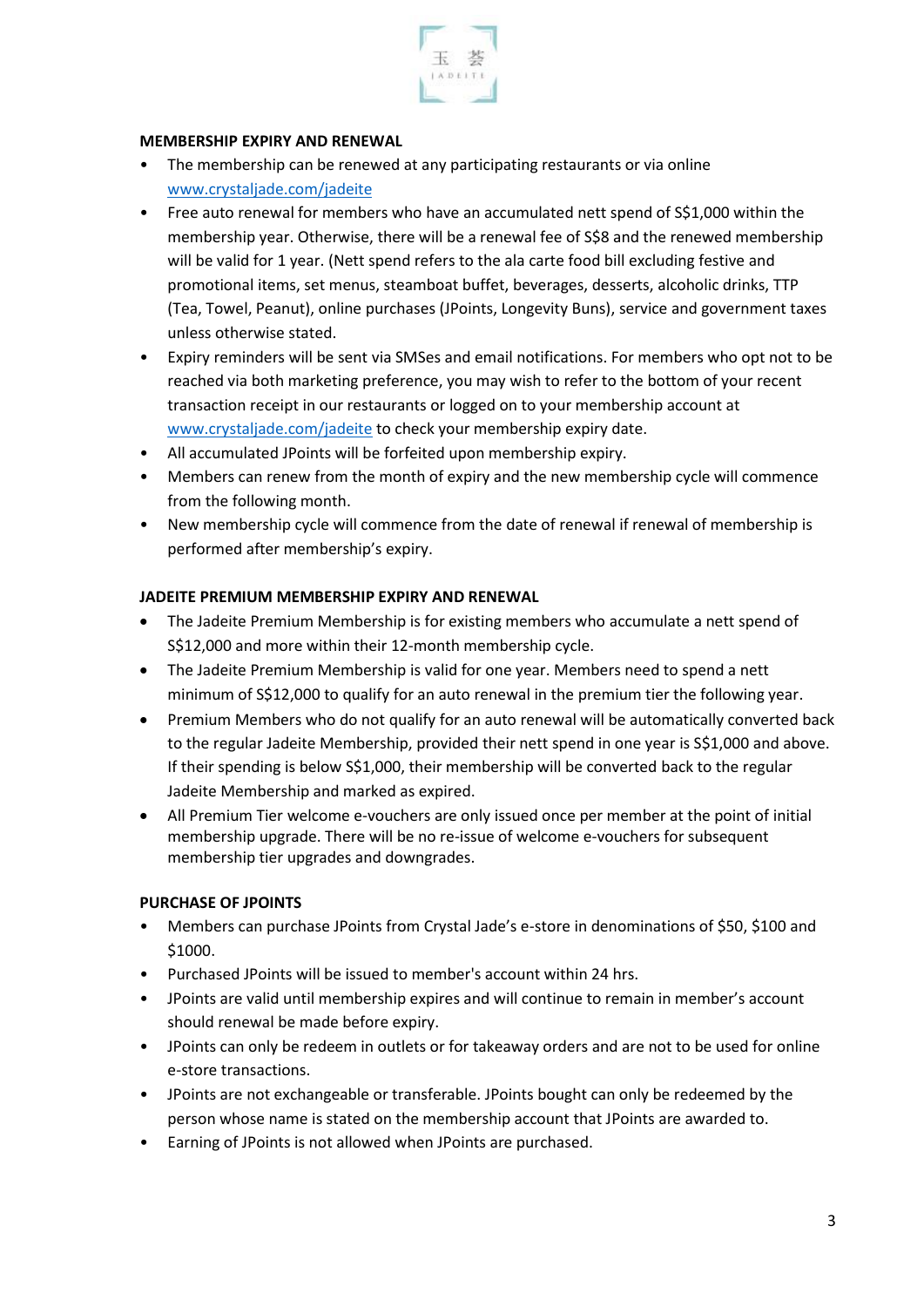## MEMBERSHIP EXPIRY AND RENEWAL

- The membership can be renewed at any participating restaurants or via online www.crystaljade.com/jadeite
- Free auto renewal for members who have an accumulated nett spend of S$1,000 within the membership year. Otherwise, there will be a renewal fee of S$8 and the renewed membership will be valid for 1 year. (Nett spend refers to the ala carte food bill excluding festive and promotional items, set menus, steamboat buffet, beverages, desserts, alcoholic drinks, TTP (Tea, Towel, Peanut), online purchases (JPoints, Longevity Buns), service and government taxes unless otherwise stated.
- Expiry reminders will be sent via SMSes and email notifications. For members who opt not to be reached via both marketing preference, you may wish to refer to the bottom of your recent transaction receipt in our restaurants or logged on to your membership account at www.crystaljade.com/jadeite to check your membership expiry date.
- All accumulated JPoints will be forfeited upon membership expiry.
- Members can renew from the month of expiry and the new membership cycle will commence from the following month.
- New membership cycle will commence from the date of renewal if renewal of membership is performed after membership's expiry.

## JADEITE PREMIUM MEMBERSHIP EXPIRY AND RENEWAL

- The Jadeite Premium Membership is for existing members who accumulate a nett spend of S$12,000 and more within their 12-month membership cycle.
- The Jadeite Premium Membership is valid for one year. Members need to spend a nett minimum of S$12,000 to qualify for an auto renewal in the premium tier the following year.
- Premium Members who do not qualify for an auto renewal will be automatically converted back to the regular Jadeite Membership, provided their nett spend in one year is S$1,000 and above. If their spending is below S$1,000, their membership will be converted back to the regular Jadeite Membership and marked as expired.
- All Premium Tier welcome e-vouchers are only issued once per member at the point of initial membership upgrade. There will be no re-issue of welcome e-vouchers for subsequent membership tier upgrades and downgrades.

## PURCHASE OF JPOINTS

- Members can purchase JPoints from Crystal Jade's e-store in denominations of $50, $100 and $1000.
- Purchased JPoints will be issued to member's account within 24 hrs.
- JPoints are valid until membership expires and will continue to remain in member's account should renewal be made before expiry.
- JPoints can only be redeem in outlets or for takeaway orders and are not to be used for online e-store transactions.
- JPoints are not exchangeable or transferable. JPoints bought can only be redeemed by the person whose name is stated on the membership account that JPoints are awarded to.
- Earning of JPoints is not allowed when JPoints are purchased.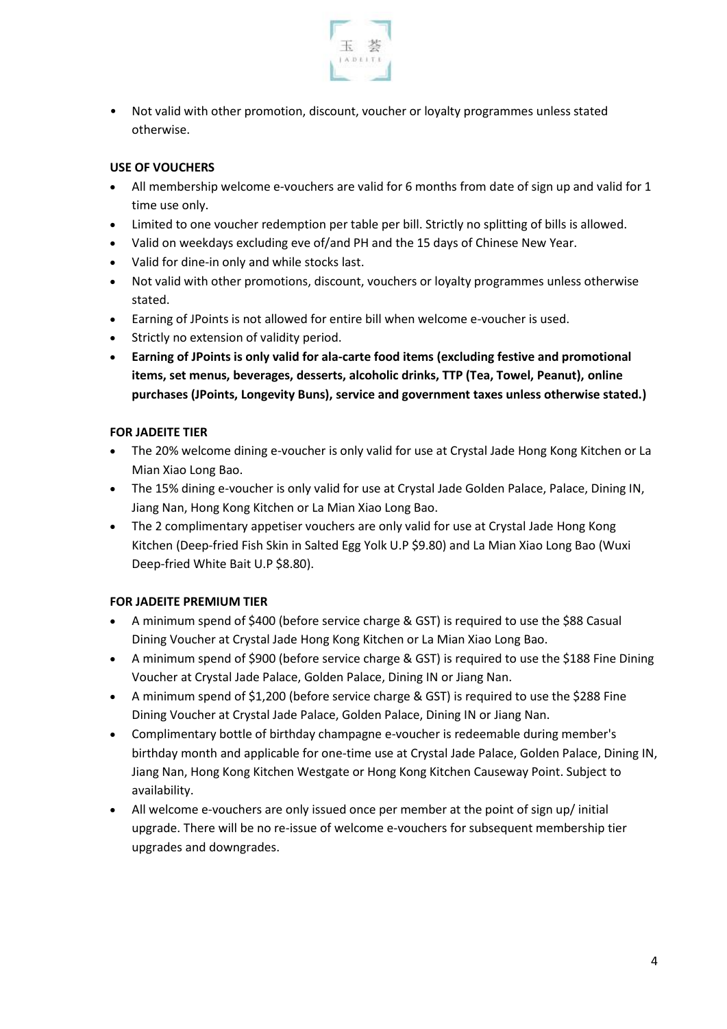- Not valid with other promotion, discount, voucher or loyalty programmes unless stated otherwise.

**USE OF VOUCHERS**

- All membership welcome e-vouchers are valid for 6 months from date of sign up and valid for 1 time use only.
- Limited to one voucher redemption per table per bill. Strictly no splitting of bills is allowed.
- Valid on weekdays excluding eve of/and PH and the 15 days of Chinese New Year.
- Valid for dine-in only and while stocks last.
- Not valid with other promotions, discount, vouchers or loyalty programmes unless otherwise stated.
- Earning of JPoints is not allowed for entire bill when welcome e-voucher is used.
- Strictly no extension of validity period.
- **Earning of JPoints is only valid for ala-carte food items (excluding festive and promotional items, set menus, beverages, desserts, alcoholic drinks, TTP (Tea, Towel, Peanut), online purchases (JPoints, Longevity Buns), service and government taxes unless otherwise stated.)**

**FOR JADEITE TIER**

- The 20% welcome dining e-voucher is only valid for use at Crystal Jade Hong Kong Kitchen or La Mian Xiao Long Bao.
- The 15% dining e-voucher is only valid for use at Crystal Jade Golden Palace, Palace, Dining IN, Jiang Nan, Hong Kong Kitchen or La Mian Xiao Long Bao.
- The 2 complimentary appetiser vouchers are only valid for use at Crystal Jade Hong Kong Kitchen (Deep-fried Fish Skin in Salted Egg Yolk U.P $9.80) and La Mian Xiao Long Bao (Wuxi Deep-fried White Bait U.P $8.80).

**FOR JADEITE PREMIUM TIER**

- A minimum spend of $400 (before service charge & GST) is required to use the $88 Casual Dining Voucher at Crystal Jade Hong Kong Kitchen or La Mian Xiao Long Bao.
- A minimum spend of $900 (before service charge & GST) is required to use the $188 Fine Dining Voucher at Crystal Jade Palace, Golden Palace, Dining IN or Jiang Nan.
- A minimum spend of $1,200 (before service charge & GST) is required to use the $288 Fine Dining Voucher at Crystal Jade Palace, Golden Palace, Dining IN or Jiang Nan.
- Complimentary bottle of birthday champagne e-voucher is redeemable during member's birthday month and applicable for one-time use at Crystal Jade Palace, Golden Palace, Dining IN, Jiang Nan, Hong Kong Kitchen Westgate or Hong Kong Kitchen Causeway Point. Subject to availability.
- All welcome e-vouchers are only issued once per member at the point of sign up/ initial upgrade. There will be no re-issue of welcome e-vouchers for subsequent membership tier upgrades and downgrades.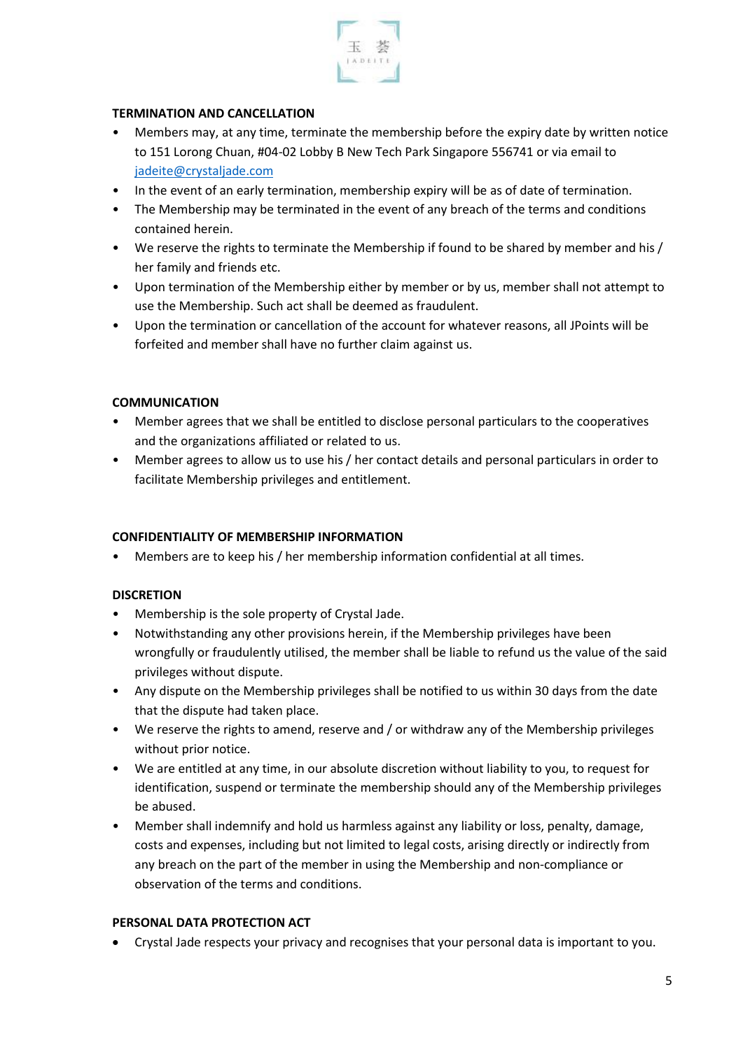**TERMINATION AND CANCELLATION**

- Members may, at any time, terminate the membership before the expiry date by written notice to 151 Lorong Chuan, #04-02 Lobby B New Tech Park Singapore 556741 or via email to jadeite@crystaljade.com
- In the event of an early termination, membership expiry will be as of date of termination.
- The Membership may be terminated in the event of any breach of the terms and conditions contained herein.
- We reserve the rights to terminate the Membership if found to be shared by member and his / her family and friends etc.
- Upon termination of the Membership either by member or by us, member shall not attempt to use the Membership. Such act shall be deemed as fraudulent.
- Upon the termination or cancellation of the account for whatever reasons, all JPoints will be forfeited and member shall have no further claim against us.

**COMMUNICATION**

- Member agrees that we shall be entitled to disclose personal particulars to the cooperatives and the organizations affiliated or related to us.
- Member agrees to allow us to use his / her contact details and personal particulars in order to facilitate Membership privileges and entitlement.

**CONFIDENTIALITY OF MEMBERSHIP INFORMATION**

- Members are to keep his / her membership information confidential at all times.

**DISCRETION**

- Membership is the sole property of Crystal Jade.
- Notwithstanding any other provisions herein, if the Membership privileges have been wrongfully or fraudulently utilised, the member shall be liable to refund us the value of the said privileges without dispute.
- Any dispute on the Membership privileges shall be notified to us within 30 days from the date that the dispute had taken place.
- We reserve the rights to amend, reserve and / or withdraw any of the Membership privileges without prior notice.
- We are entitled at any time, in our absolute discretion without liability to you, to request for identification, suspend or terminate the membership should any of the Membership privileges be abused.
- Member shall indemnify and hold us harmless against any liability or loss, penalty, damage, costs and expenses, including but not limited to legal costs, arising directly or indirectly from any breach on the part of the member in using the Membership and non-compliance or observation of the terms and conditions.

**PERSONAL DATA PROTECTION ACT**

- Crystal Jade respects your privacy and recognises that your personal data is important to you.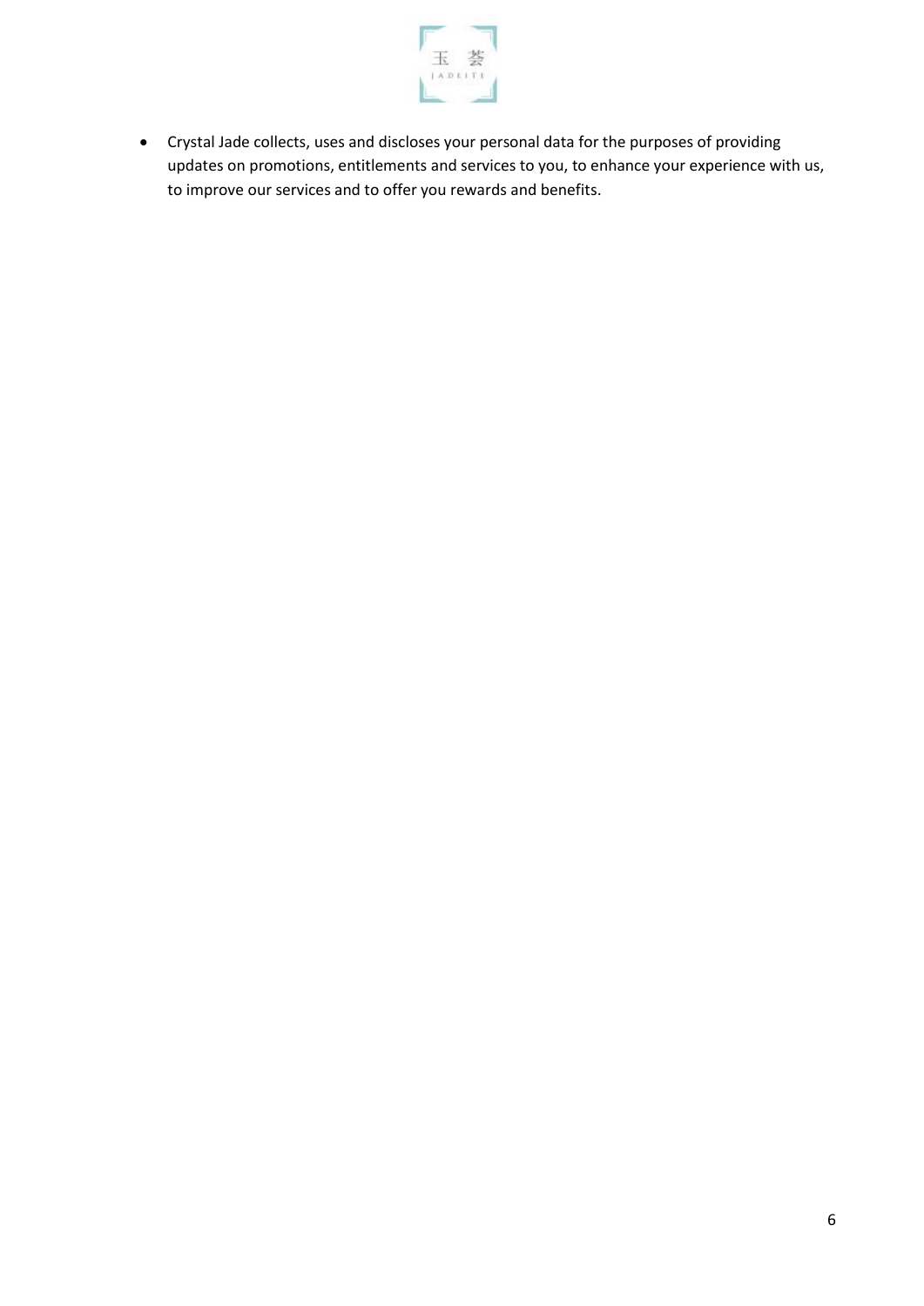- Crystal Jade collects, uses and discloses your personal data for the purposes of providing updates on promotions, entitlements and services to you, to enhance your experience with us, to improve our services and to offer you rewards and benefits.